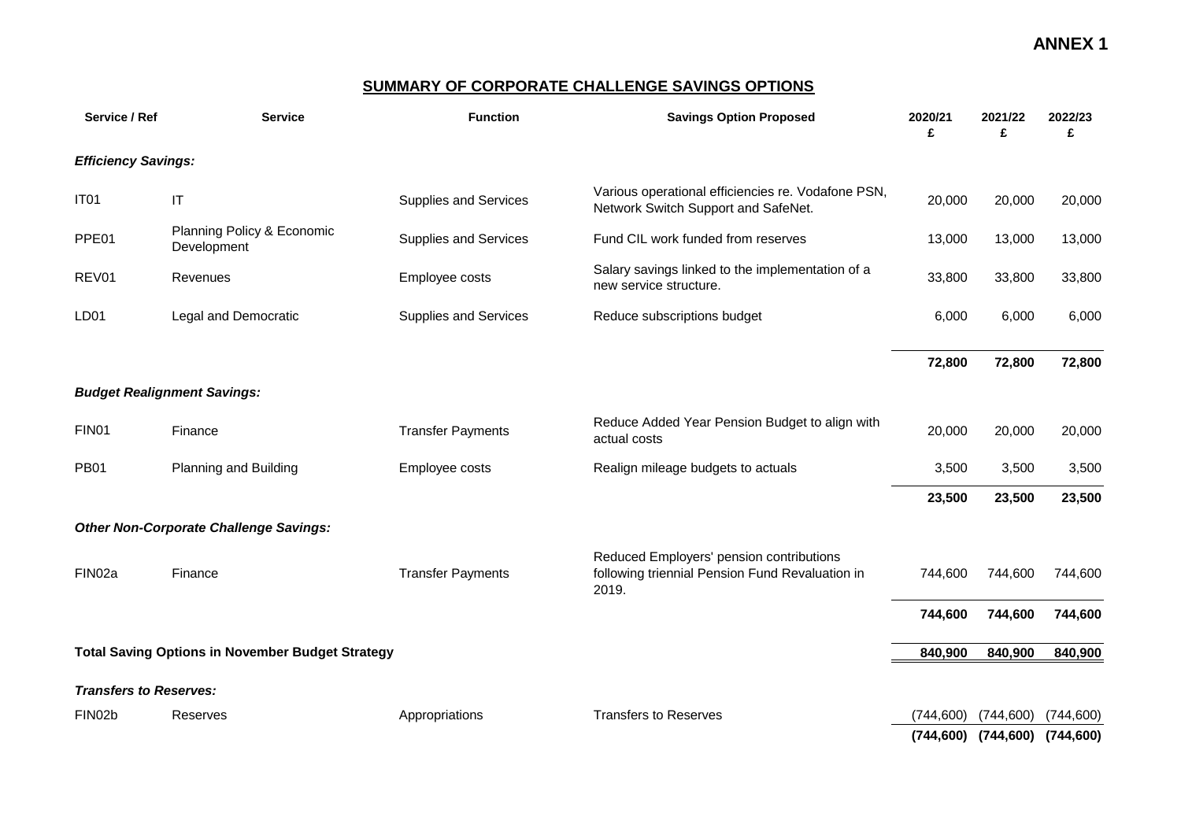**ANNEX 1**

## SUMMARY OF CORPORATE CHALLENGE SAVINGS OPTIONS

| Service / Ref | Service | Function | Savings Option Proposed | 2020/21 £ | 2021/22 £ | 2022/23 £ |
|---|---|---|---|---|---|---|
| ***Efficiency Savings:*** | | | | | | |
| IT01 | IT | Supplies and Services | Various operational efficiencies re. Vodafone PSN, Network Switch Support and SafeNet. | 20,000 | 20,000 | 20,000 |
| PPE01 | Planning Policy & Economic Development | Supplies and Services | Fund CIL work funded from reserves | 13,000 | 13,000 | 13,000 |
| REV01 | Revenues | Employee costs | Salary savings linked to the implementation of a new service structure. | 33,800 | 33,800 | 33,800 |
| LD01 | Legal and Democratic | Supplies and Services | Reduce subscriptions budget | 6,000 | 6,000 | 6,000 |
| | | | | **72,800** | **72,800** | **72,800** |
| ***Budget Realignment Savings:*** | | | | | | |
| FIN01 | Finance | Transfer Payments | Reduce Added Year Pension Budget to align with actual costs | 20,000 | 20,000 | 20,000 |
| PB01 | Planning and Building | Employee costs | Realign mileage budgets to actuals | 3,500 | 3,500 | 3,500 |
| | | | | **23,500** | **23,500** | **23,500** |
| ***Other Non-Corporate Challenge Savings:*** | | | | | | |
| FIN02a | Finance | Transfer Payments | Reduced Employers' pension contributions following triennial Pension Fund Revaluation in 2019. | 744,600 | 744,600 | 744,600 |
| | | | | **744,600** | **744,600** | **744,600** |
| **Total Saving Options in November Budget Strategy** | | | | **840,900** | **840,900** | **840,900** |
| ***Transfers to Reserves:*** | | | | | | |
| FIN02b | Reserves | Appropriations | Transfers to Reserves | (744,600) | (744,600) | (744,600) |
| | | | | **(744,600)** | **(744,600)** | **(744,600)** |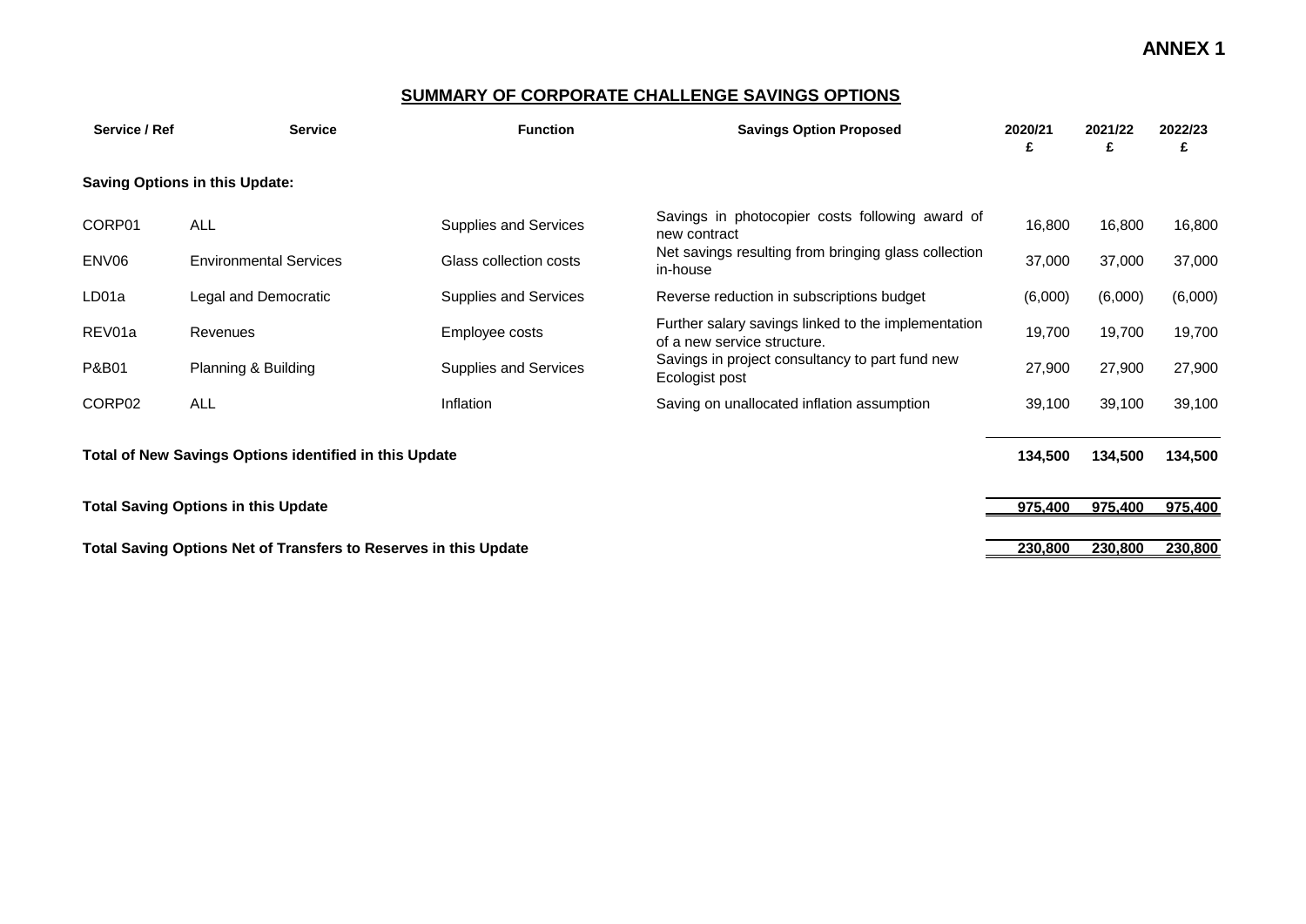**ANNEX 1**

## SUMMARY OF CORPORATE CHALLENGE SAVINGS OPTIONS

| Service / Ref | Service | Function | Savings Option Proposed | 2020/21 £ | 2021/22 £ | 2022/23 £ |
|---|---|---|---|---|---|---|
| **Saving Options in this Update:** | | | | | | |
| CORP01 | ALL | Supplies and Services | Savings in photocopier costs following award of new contract | 16,800 | 16,800 | 16,800 |
| ENV06 | Environmental Services | Glass collection costs | Net savings resulting from bringing glass collection in-house | 37,000 | 37,000 | 37,000 |
| LD01a | Legal and Democratic | Supplies and Services | Reverse reduction in subscriptions budget | (6,000) | (6,000) | (6,000) |
| REV01a | Revenues | Employee costs | Further salary savings linked to the implementation of a new service structure. | 19,700 | 19,700 | 19,700 |
| P&B01 | Planning & Building | Supplies and Services | Savings in project consultancy to part fund new Ecologist post | 27,900 | 27,900 | 27,900 |
| CORP02 | ALL | Inflation | Saving on unallocated inflation assumption | 39,100 | 39,100 | 39,100 |
| **Total of New Savings Options identified in this Update** | | | | **134,500** | **134,500** | **134,500** |
| **Total Saving Options in this Update** | | | | **975,400** | **975,400** | **975,400** |
| **Total Saving Options Net of Transfers to Reserves in this Update** | | | | **230,800** | **230,800** | **230,800** |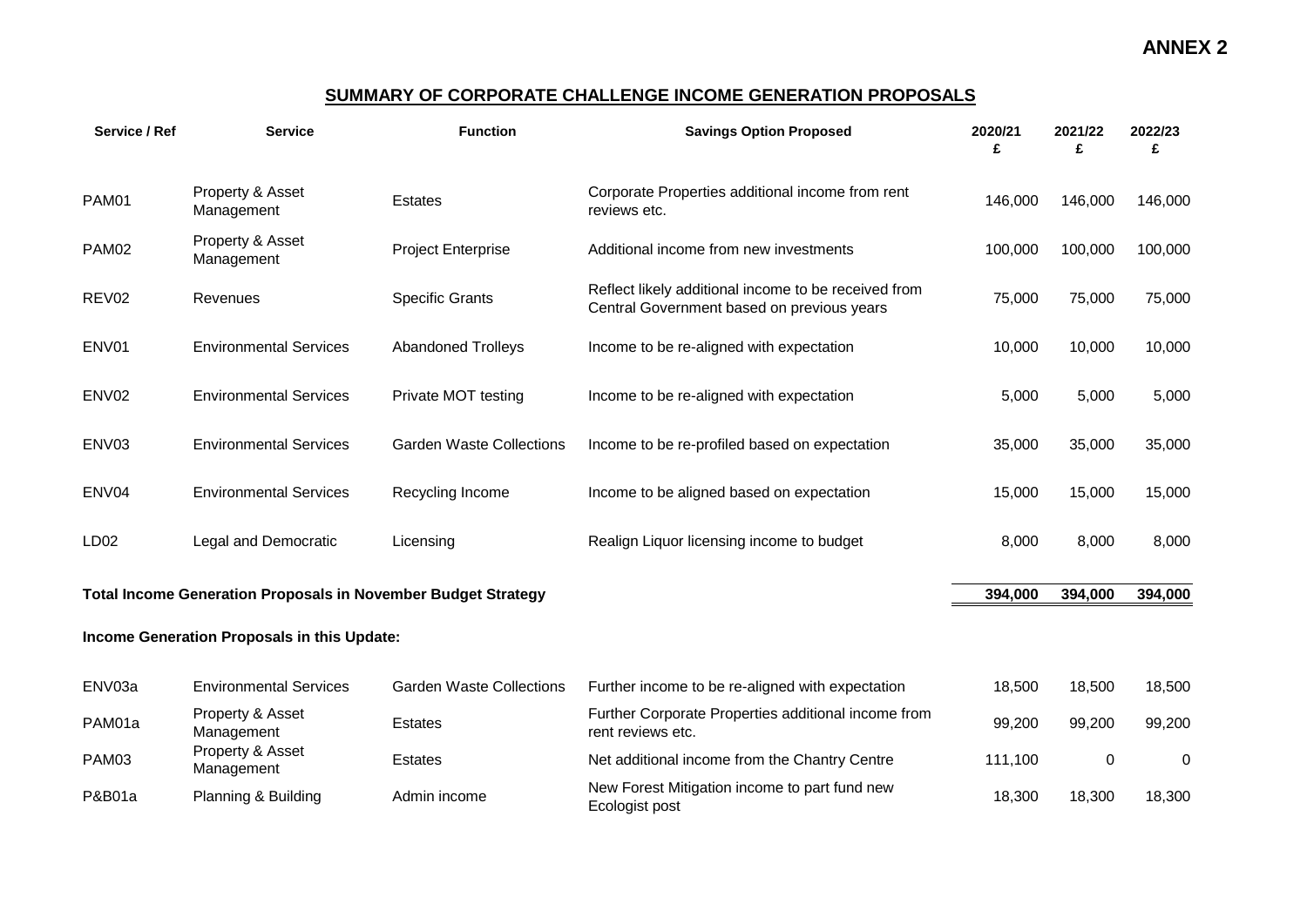**ANNEX 2**

## SUMMARY OF CORPORATE CHALLENGE INCOME GENERATION PROPOSALS

| Service / Ref | Service | Function | Savings Option Proposed | 2020/21 £ | 2021/22 £ | 2022/23 £ |
|---|---|---|---|---|---|---|
| PAM01 | Property & Asset Management | Estates | Corporate Properties additional income from rent reviews etc. | 146,000 | 146,000 | 146,000 |
| PAM02 | Property & Asset Management | Project Enterprise | Additional income from new investments | 100,000 | 100,000 | 100,000 |
| REV02 | Revenues | Specific Grants | Reflect likely additional income to be received from Central Government based on previous years | 75,000 | 75,000 | 75,000 |
| ENV01 | Environmental Services | Abandoned Trolleys | Income to be re-aligned with expectation | 10,000 | 10,000 | 10,000 |
| ENV02 | Environmental Services | Private MOT testing | Income to be re-aligned with expectation | 5,000 | 5,000 | 5,000 |
| ENV03 | Environmental Services | Garden Waste Collections | Income to be re-profiled based on expectation | 35,000 | 35,000 | 35,000 |
| ENV04 | Environmental Services | Recycling Income | Income to be aligned based on expectation | 15,000 | 15,000 | 15,000 |
| LD02 | Legal and Democratic | Licensing | Realign Liquor licensing income to budget | 8,000 | 8,000 | 8,000 |
| **Total Income Generation Proposals in November Budget Strategy** | | | | **394,000** | **394,000** | **394,000** |
| **Income Generation Proposals in this Update:** | | | | | | |
| ENV03a | Environmental Services | Garden Waste Collections | Further income to be re-aligned with expectation | 18,500 | 18,500 | 18,500 |
| PAM01a | Property & Asset Management | Estates | Further Corporate Properties additional income from rent reviews etc. | 99,200 | 99,200 | 99,200 |
| PAM03 | Property & Asset Management | Estates | Net additional income from the Chantry Centre | 111,100 | 0 | 0 |
| P&B01a | Planning & Building | Admin income | New Forest Mitigation income to part fund new Ecologist post | 18,300 | 18,300 | 18,300 |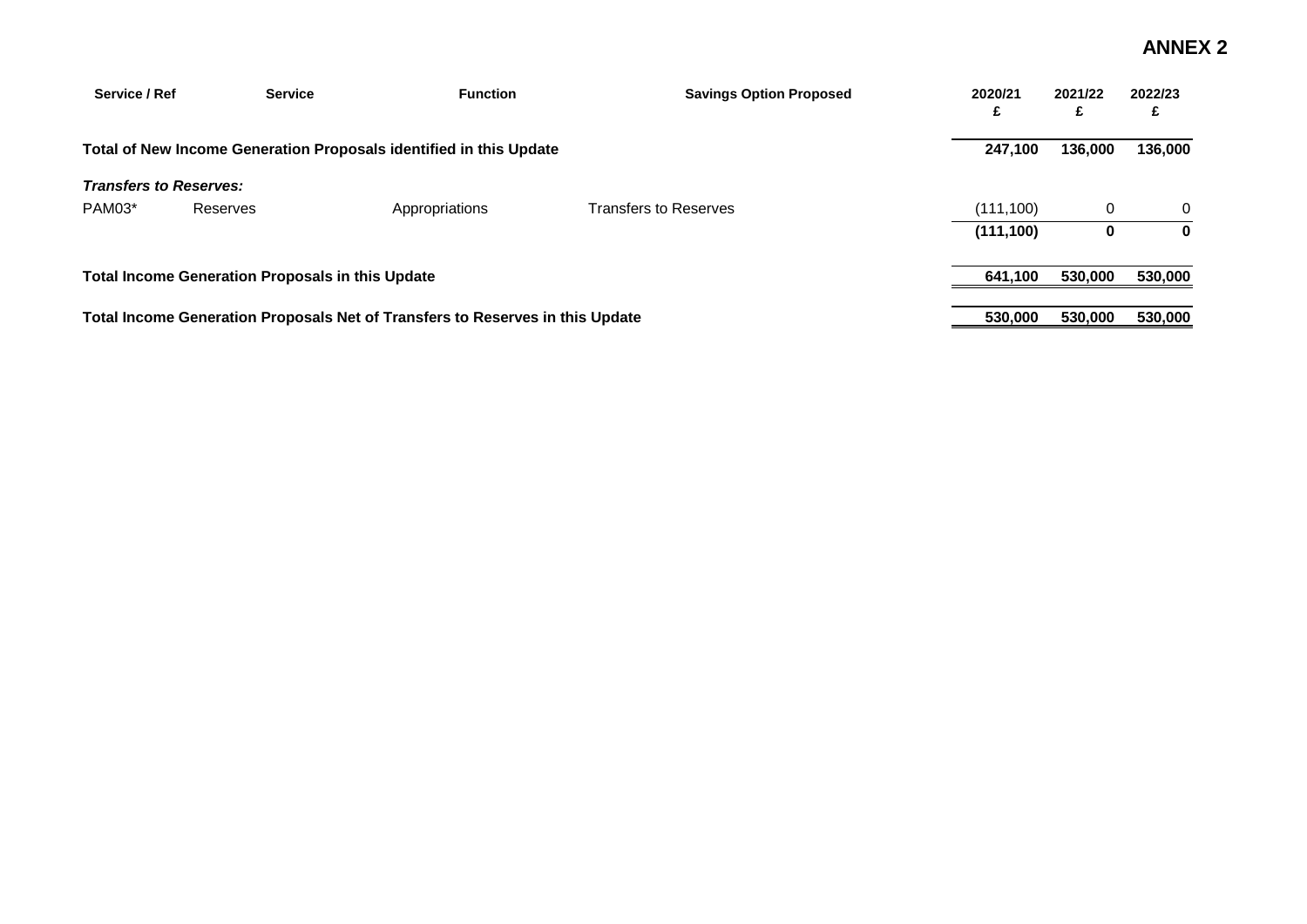# ANNEX 2

| Service / Ref | Service | Function | Savings Option Proposed | 2020/21 £ | 2021/22 £ | 2022/23 £ |
|---|---|---|---|---|---|---|
| **Total of New Income Generation Proposals identified in this Update** | | | | **247,100** | **136,000** | **136,000** |
| ***Transfers to Reserves:*** | | | | | | |
| PAM03* | Reserves | Appropriations | Transfers to Reserves | (111,100) | 0 | 0 |
| | | | | **(111,100)** | **0** | **0** |
| **Total Income Generation Proposals in this Update** | | | | **641,100** | **530,000** | **530,000** |
| **Total Income Generation Proposals Net of Transfers to Reserves in this Update** | | | | **530,000** | **530,000** | **530,000** |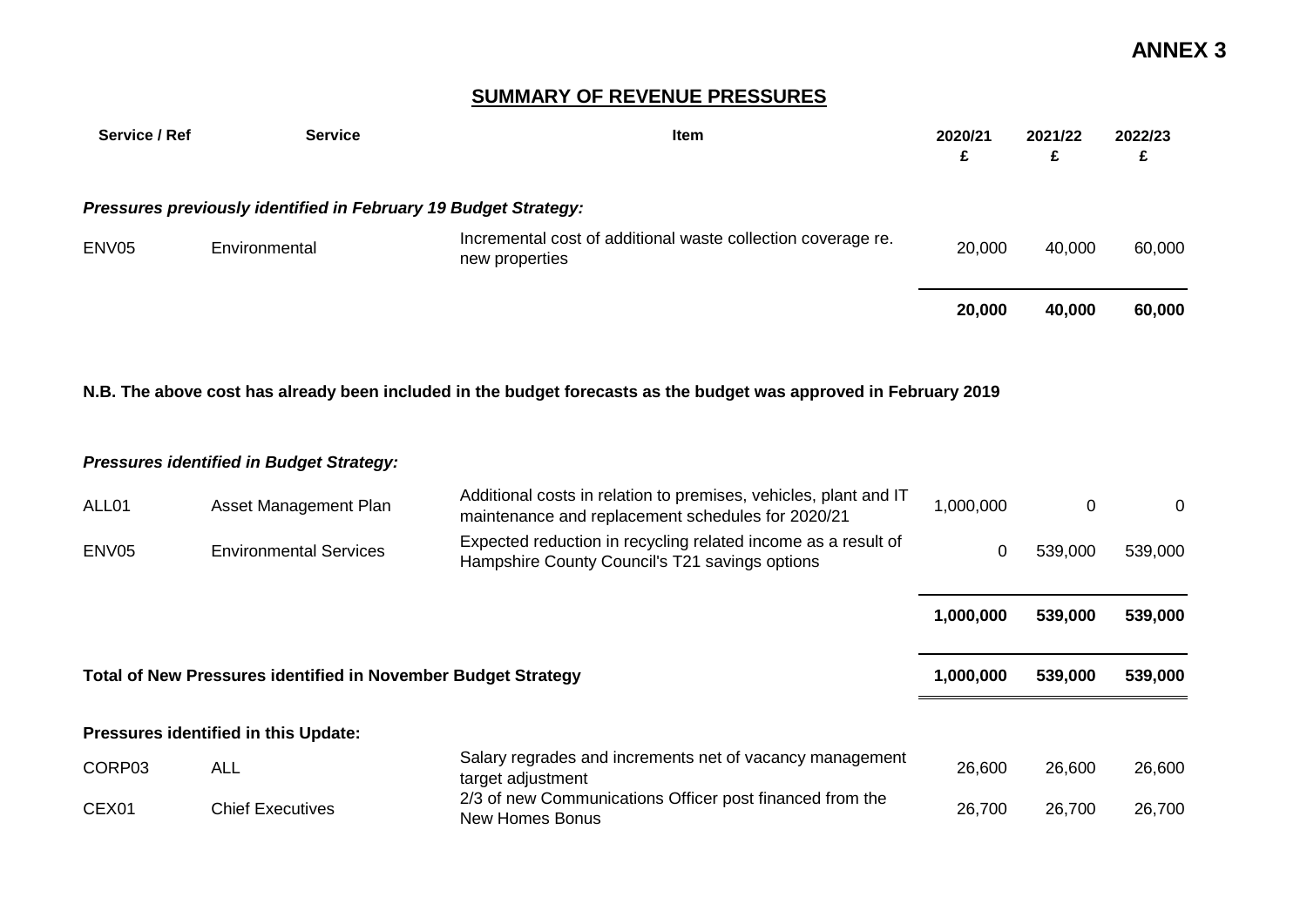**ANNEX 3**

## SUMMARY OF REVENUE PRESSURES

| Service / Ref | Service | Item | 2020/21 £ | 2021/22 £ | 2022/23 £ |
|---|---|---|---|---|---|
| ***Pressures previously identified in February 19 Budget Strategy:*** | | | | | |
| ENV05 | Environmental | Incremental cost of additional waste collection coverage re. new properties | 20,000 | 40,000 | 60,000 |
| | | | **20,000** | **40,000** | **60,000** |

**N.B. The above cost has already been included in the budget forecasts as the budget was approved in February 2019**

| Service / Ref | Service | Item | 2020/21 £ | 2021/22 £ | 2022/23 £ |
|---|---|---|---|---|---|
| ***Pressures identified in Budget Strategy:*** | | | | | |
| ALL01 | Asset Management Plan | Additional costs in relation to premises, vehicles, plant and IT maintenance and replacement schedules for 2020/21 | 1,000,000 | 0 | 0 |
| ENV05 | Environmental Services | Expected reduction in recycling related income as a result of Hampshire County Council's T21 savings options | 0 | 539,000 | 539,000 |
| | | | **1,000,000** | **539,000** | **539,000** |
| **Total of New Pressures identified in November Budget Strategy** | | | **1,000,000** | **539,000** | **539,000** |
| **Pressures identified in this Update:** | | | | | |
| CORP03 | ALL | Salary regrades and increments net of vacancy management target adjustment | 26,600 | 26,600 | 26,600 |
| CEX01 | Chief Executives | 2/3 of new Communications Officer post financed from the New Homes Bonus | 26,700 | 26,700 | 26,700 |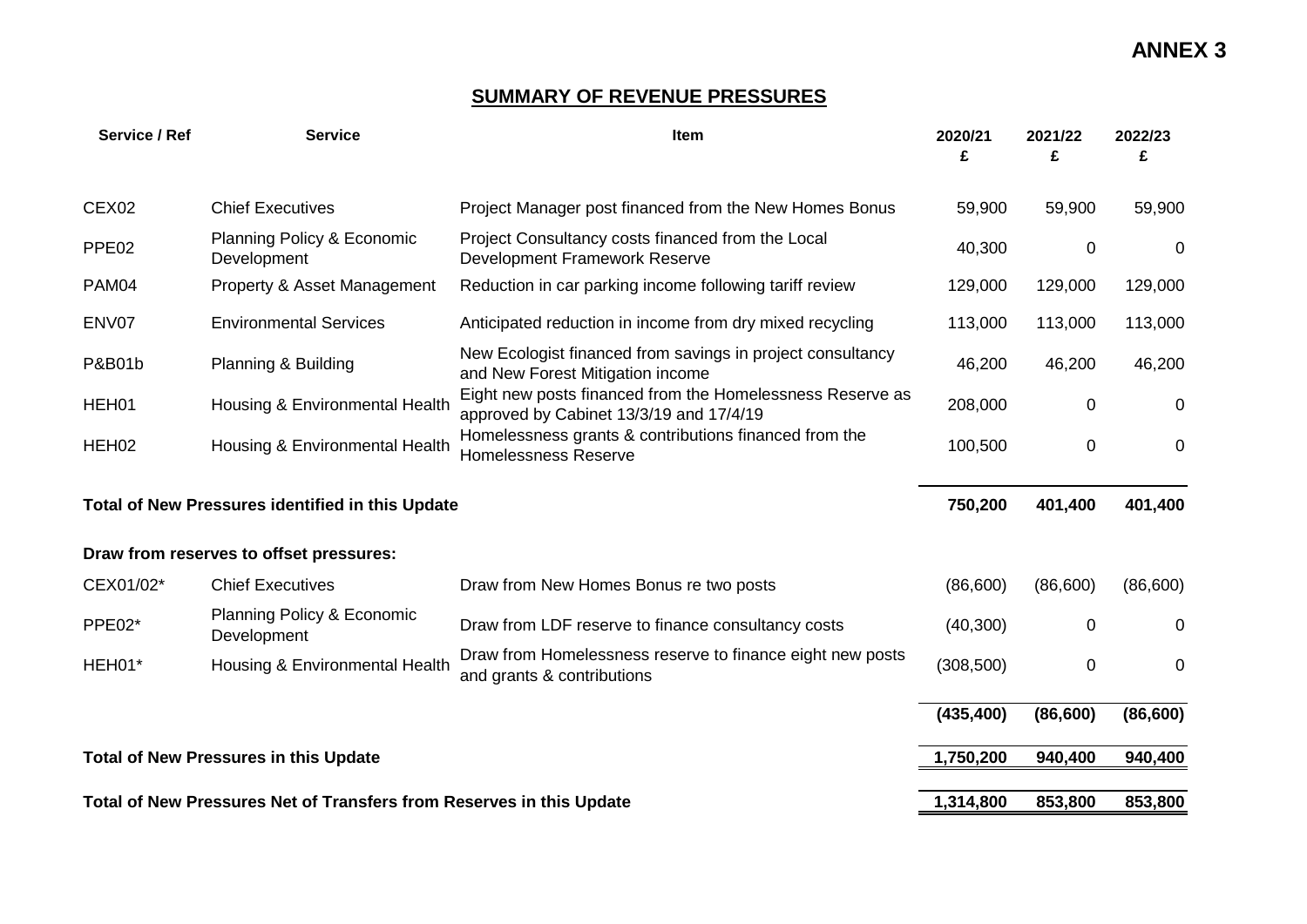**ANNEX 3**

## SUMMARY OF REVENUE PRESSURES

| Service / Ref | Service | Item | 2020/21 £ | 2021/22 £ | 2022/23 £ |
|---|---|---|---|---|---|
| CEX02 | Chief Executives | Project Manager post financed from the New Homes Bonus | 59,900 | 59,900 | 59,900 |
| PPE02 | Planning Policy & Economic Development | Project Consultancy costs financed from the Local Development Framework Reserve | 40,300 | 0 | 0 |
| PAM04 | Property & Asset Management | Reduction in car parking income following tariff review | 129,000 | 129,000 | 129,000 |
| ENV07 | Environmental Services | Anticipated reduction in income from dry mixed recycling | 113,000 | 113,000 | 113,000 |
| P&B01b | Planning & Building | New Ecologist financed from savings in project consultancy and New Forest Mitigation income | 46,200 | 46,200 | 46,200 |
| HEH01 | Housing & Environmental Health | Eight new posts financed from the Homelessness Reserve as approved by Cabinet 13/3/19 and 17/4/19 | 208,000 | 0 | 0 |
| HEH02 | Housing & Environmental Health | Homelessness grants & contributions financed from the Homelessness Reserve | 100,500 | 0 | 0 |
| **Total of New Pressures identified in this Update** | | | **750,200** | **401,400** | **401,400** |
| **Draw from reserves to offset pressures:** | | | | | |
| CEX01/02* | Chief Executives | Draw from New Homes Bonus re two posts | (86,600) | (86,600) | (86,600) |
| PPE02* | Planning Policy & Economic Development | Draw from LDF reserve to finance consultancy costs | (40,300) | 0 | 0 |
| HEH01* | Housing & Environmental Health | Draw from Homelessness reserve to finance eight new posts and grants & contributions | (308,500) | 0 | 0 |
| | | | **(435,400)** | **(86,600)** | **(86,600)** |
| **Total of New Pressures in this Update** | | | **1,750,200** | **940,400** | **940,400** |
| **Total of New Pressures Net of Transfers from Reserves in this Update** | | | **1,314,800** | **853,800** | **853,800** |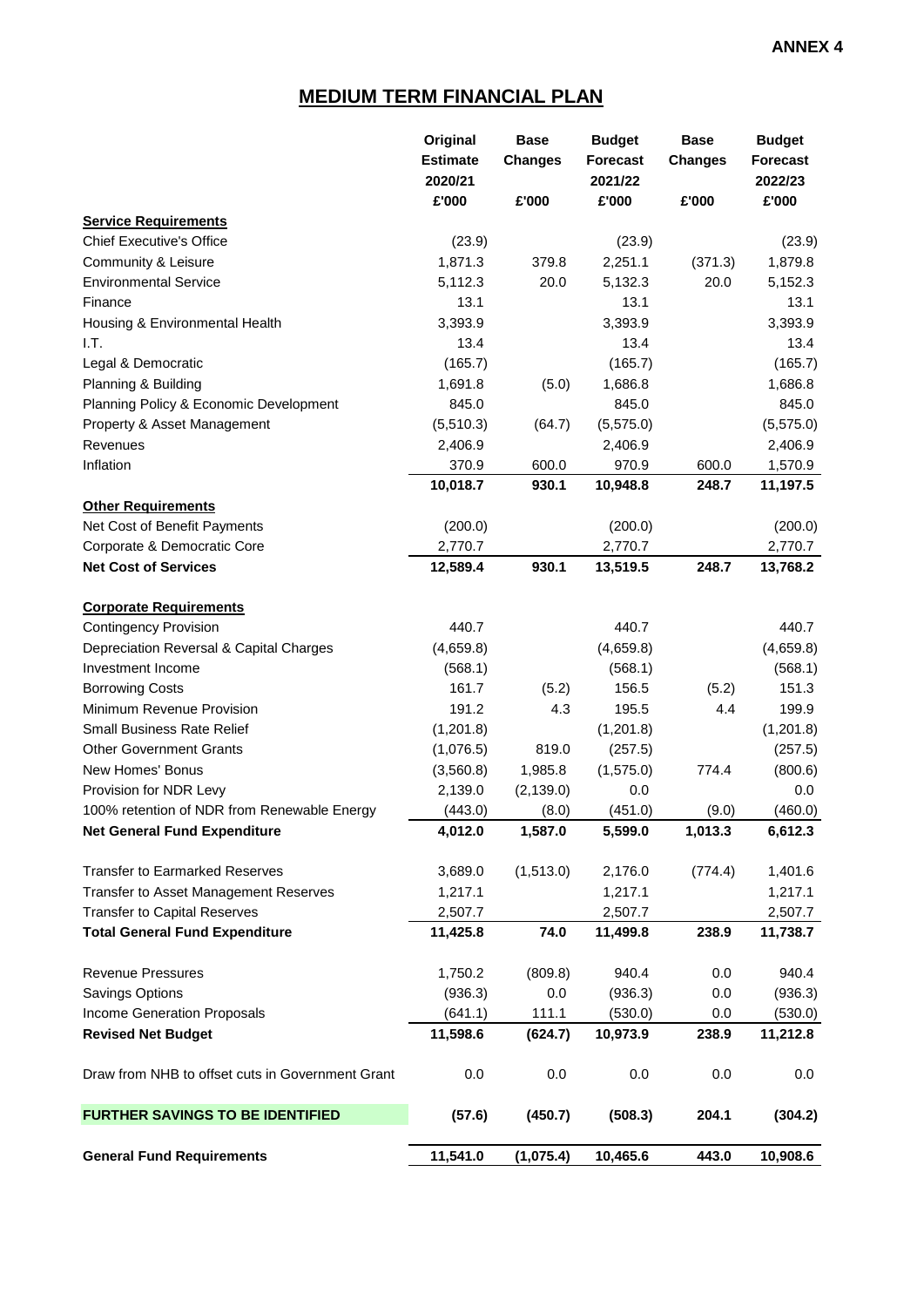**ANNEX 4**

# MEDIUM TERM FINANCIAL PLAN

| | Original Estimate 2020/21 £'000 | Base Changes £'000 | Budget Forecast 2021/22 £'000 | Base Changes £'000 | Budget Forecast 2022/23 £'000 |
|---|---|---|---|---|---|
| **Service Requirements** | | | | | |
| Chief Executive's Office | (23.9) | | (23.9) | | (23.9) |
| Community & Leisure | 1,871.3 | 379.8 | 2,251.1 | (371.3) | 1,879.8 |
| Environmental Service | 5,112.3 | 20.0 | 5,132.3 | 20.0 | 5,152.3 |
| Finance | 13.1 | | 13.1 | | 13.1 |
| Housing & Environmental Health | 3,393.9 | | 3,393.9 | | 3,393.9 |
| I.T. | 13.4 | | 13.4 | | 13.4 |
| Legal & Democratic | (165.7) | | (165.7) | | (165.7) |
| Planning & Building | 1,691.8 | (5.0) | 1,686.8 | | 1,686.8 |
| Planning Policy & Economic Development | 845.0 | | 845.0 | | 845.0 |
| Property & Asset Management | (5,510.3) | (64.7) | (5,575.0) | | (5,575.0) |
| Revenues | 2,406.9 | | 2,406.9 | | 2,406.9 |
| Inflation | 370.9 | 600.0 | 970.9 | 600.0 | 1,570.9 |
| | **10,018.7** | **930.1** | **10,948.8** | **248.7** | **11,197.5** |
| **Other Requirements** | | | | | |
| Net Cost of Benefit Payments | (200.0) | | (200.0) | | (200.0) |
| Corporate & Democratic Core | 2,770.7 | | 2,770.7 | | 2,770.7 |
| **Net Cost of Services** | **12,589.4** | **930.1** | **13,519.5** | **248.7** | **13,768.2** |
| **Corporate Requirements** | | | | | |
| Contingency Provision | 440.7 | | 440.7 | | 440.7 |
| Depreciation Reversal & Capital Charges | (4,659.8) | | (4,659.8) | | (4,659.8) |
| Investment Income | (568.1) | | (568.1) | | (568.1) |
| Borrowing Costs | 161.7 | (5.2) | 156.5 | (5.2) | 151.3 |
| Minimum Revenue Provision | 191.2 | 4.3 | 195.5 | 4.4 | 199.9 |
| Small Business Rate Relief | (1,201.8) | | (1,201.8) | | (1,201.8) |
| Other Government Grants | (1,076.5) | 819.0 | (257.5) | | (257.5) |
| New Homes' Bonus | (3,560.8) | 1,985.8 | (1,575.0) | 774.4 | (800.6) |
| Provision for NDR Levy | 2,139.0 | (2,139.0) | 0.0 | | 0.0 |
| 100% retention of NDR from Renewable Energy | (443.0) | (8.0) | (451.0) | (9.0) | (460.0) |
| **Net General Fund Expenditure** | **4,012.0** | **1,587.0** | **5,599.0** | **1,013.3** | **6,612.3** |
| Transfer to Earmarked Reserves | 3,689.0 | (1,513.0) | 2,176.0 | (774.4) | 1,401.6 |
| Transfer to Asset Management Reserves | 1,217.1 | | 1,217.1 | | 1,217.1 |
| Transfer to Capital Reserves | 2,507.7 | | 2,507.7 | | 2,507.7 |
| **Total General Fund Expenditure** | **11,425.8** | **74.0** | **11,499.8** | **238.9** | **11,738.7** |
| Revenue Pressures | 1,750.2 | (809.8) | 940.4 | 0.0 | 940.4 |
| Savings Options | (936.3) | 0.0 | (936.3) | 0.0 | (936.3) |
| Income Generation Proposals | (641.1) | 111.1 | (530.0) | 0.0 | (530.0) |
| **Revised Net Budget** | **11,598.6** | **(624.7)** | **10,973.9** | **238.9** | **11,212.8** |
| Draw from NHB to offset cuts in Government Grant | 0.0 | 0.0 | 0.0 | 0.0 | 0.0 |
| **FURTHER SAVINGS TO BE IDENTIFIED** | **(57.6)** | **(450.7)** | **(508.3)** | **204.1** | **(304.2)** |
| **General Fund Requirements** | **11,541.0** | **(1,075.4)** | **10,465.6** | **443.0** | **10,908.6** |